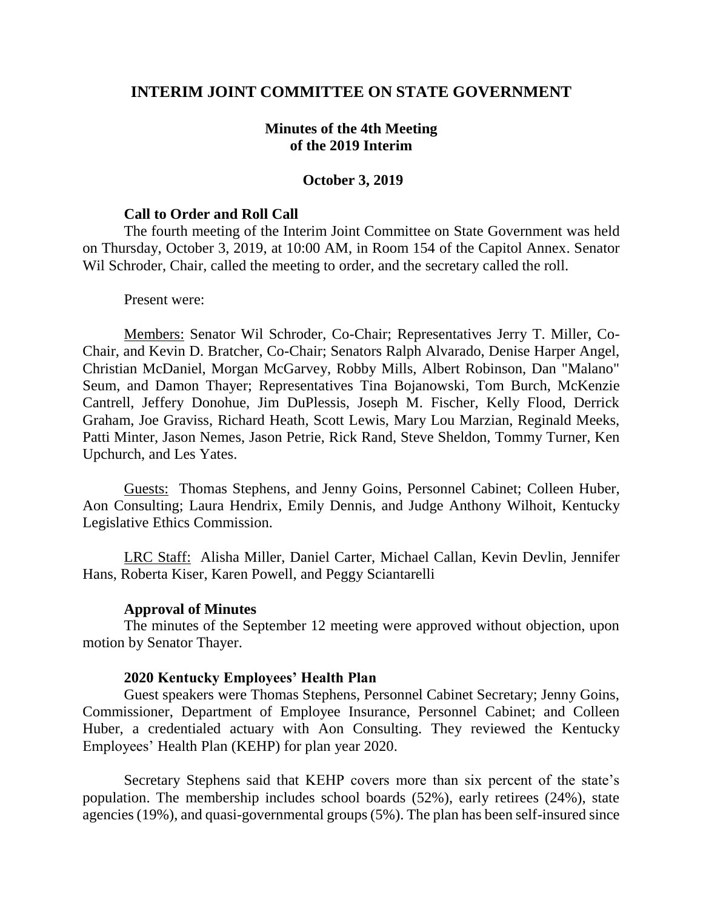# INTERIM JOINT COMMITTEE ON STATE GOVERNMENT

## Minutes of the 4th Meeting of the 2019 Interim

### October 3, 2019

**Call to Order and Roll Call**

The fourth meeting of the Interim Joint Committee on State Government was held on Thursday, October 3, 2019, at 10:00 AM, in Room 154 of the Capitol Annex. Senator Wil Schroder, Chair, called the meeting to order, and the secretary called the roll.

Present were:

Members: Senator Wil Schroder, Co-Chair; Representatives Jerry T. Miller, Co-Chair, and Kevin D. Bratcher, Co-Chair; Senators Ralph Alvarado, Denise Harper Angel, Christian McDaniel, Morgan McGarvey, Robby Mills, Albert Robinson, Dan "Malano" Seum, and Damon Thayer; Representatives Tina Bojanowski, Tom Burch, McKenzie Cantrell, Jeffery Donohue, Jim DuPlessis, Joseph M. Fischer, Kelly Flood, Derrick Graham, Joe Graviss, Richard Heath, Scott Lewis, Mary Lou Marzian, Reginald Meeks, Patti Minter, Jason Nemes, Jason Petrie, Rick Rand, Steve Sheldon, Tommy Turner, Ken Upchurch, and Les Yates.

Guests: Thomas Stephens, and Jenny Goins, Personnel Cabinet; Colleen Huber, Aon Consulting; Laura Hendrix, Emily Dennis, and Judge Anthony Wilhoit, Kentucky Legislative Ethics Commission.

LRC Staff: Alisha Miller, Daniel Carter, Michael Callan, Kevin Devlin, Jennifer Hans, Roberta Kiser, Karen Powell, and Peggy Sciantarelli

**Approval of Minutes**

The minutes of the September 12 meeting were approved without objection, upon motion by Senator Thayer.

**2020 Kentucky Employees' Health Plan**

Guest speakers were Thomas Stephens, Personnel Cabinet Secretary; Jenny Goins, Commissioner, Department of Employee Insurance, Personnel Cabinet; and Colleen Huber, a credentialed actuary with Aon Consulting. They reviewed the Kentucky Employees' Health Plan (KEHP) for plan year 2020.

Secretary Stephens said that KEHP covers more than six percent of the state's population. The membership includes school boards (52%), early retirees (24%), state agencies (19%), and quasi-governmental groups (5%). The plan has been self-insured since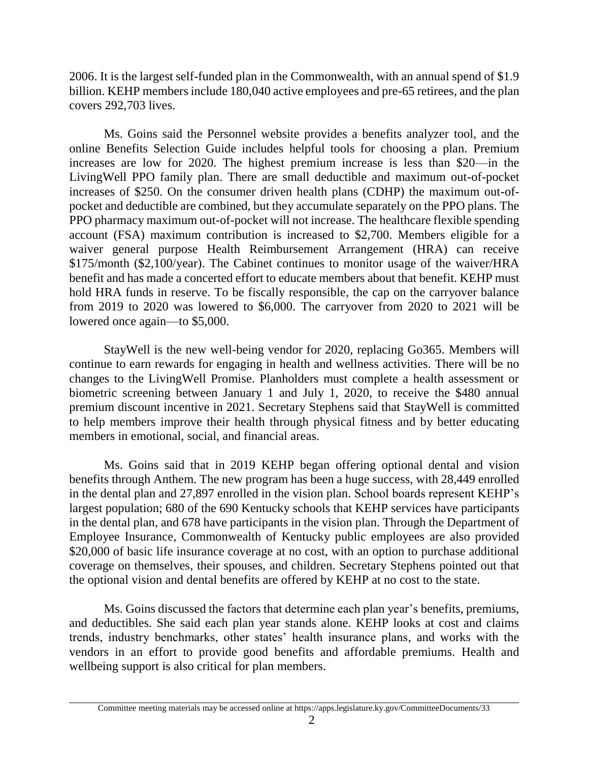2006. It is the largest self-funded plan in the Commonwealth, with an annual spend of $1.9 billion. KEHP members include 180,040 active employees and pre-65 retirees, and the plan covers 292,703 lives.

Ms. Goins said the Personnel website provides a benefits analyzer tool, and the online Benefits Selection Guide includes helpful tools for choosing a plan. Premium increases are low for 2020. The highest premium increase is less than $20—in the LivingWell PPO family plan. There are small deductible and maximum out-of-pocket increases of $250. On the consumer driven health plans (CDHP) the maximum out-of-pocket and deductible are combined, but they accumulate separately on the PPO plans. The PPO pharmacy maximum out-of-pocket will not increase. The healthcare flexible spending account (FSA) maximum contribution is increased to $2,700. Members eligible for a waiver general purpose Health Reimbursement Arrangement (HRA) can receive $175/month ($2,100/year). The Cabinet continues to monitor usage of the waiver/HRA benefit and has made a concerted effort to educate members about that benefit. KEHP must hold HRA funds in reserve. To be fiscally responsible, the cap on the carryover balance from 2019 to 2020 was lowered to $6,000. The carryover from 2020 to 2021 will be lowered once again—to $5,000.

StayWell is the new well-being vendor for 2020, replacing Go365. Members will continue to earn rewards for engaging in health and wellness activities. There will be no changes to the LivingWell Promise. Planholders must complete a health assessment or biometric screening between January 1 and July 1, 2020, to receive the $480 annual premium discount incentive in 2021. Secretary Stephens said that StayWell is committed to help members improve their health through physical fitness and by better educating members in emotional, social, and financial areas.

Ms. Goins said that in 2019 KEHP began offering optional dental and vision benefits through Anthem. The new program has been a huge success, with 28,449 enrolled in the dental plan and 27,897 enrolled in the vision plan. School boards represent KEHP's largest population; 680 of the 690 Kentucky schools that KEHP services have participants in the dental plan, and 678 have participants in the vision plan. Through the Department of Employee Insurance, Commonwealth of Kentucky public employees are also provided $20,000 of basic life insurance coverage at no cost, with an option to purchase additional coverage on themselves, their spouses, and children. Secretary Stephens pointed out that the optional vision and dental benefits are offered by KEHP at no cost to the state.

Ms. Goins discussed the factors that determine each plan year's benefits, premiums, and deductibles. She said each plan year stands alone. KEHP looks at cost and claims trends, industry benchmarks, other states' health insurance plans, and works with the vendors in an effort to provide good benefits and affordable premiums. Health and wellbeing support is also critical for plan members.

Committee meeting materials may be accessed online at https://apps.legislature.ky.gov/CommitteeDocuments/33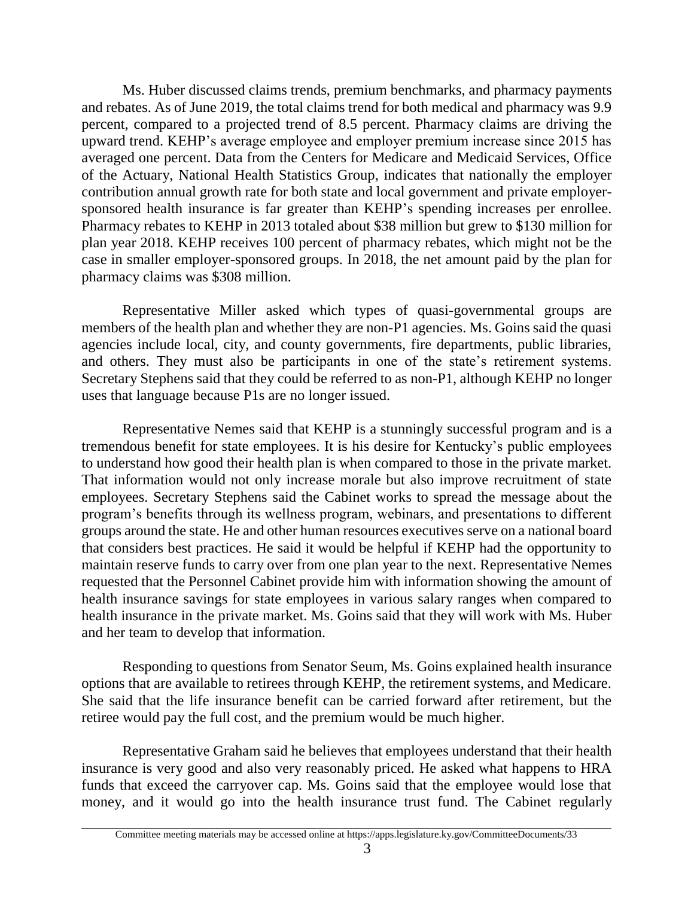Ms. Huber discussed claims trends, premium benchmarks, and pharmacy payments and rebates. As of June 2019, the total claims trend for both medical and pharmacy was 9.9 percent, compared to a projected trend of 8.5 percent. Pharmacy claims are driving the upward trend. KEHP's average employee and employer premium increase since 2015 has averaged one percent. Data from the Centers for Medicare and Medicaid Services, Office of the Actuary, National Health Statistics Group, indicates that nationally the employer contribution annual growth rate for both state and local government and private employer-sponsored health insurance is far greater than KEHP's spending increases per enrollee. Pharmacy rebates to KEHP in 2013 totaled about $38 million but grew to $130 million for plan year 2018. KEHP receives 100 percent of pharmacy rebates, which might not be the case in smaller employer-sponsored groups. In 2018, the net amount paid by the plan for pharmacy claims was $308 million.

Representative Miller asked which types of quasi-governmental groups are members of the health plan and whether they are non-P1 agencies. Ms. Goins said the quasi agencies include local, city, and county governments, fire departments, public libraries, and others. They must also be participants in one of the state's retirement systems. Secretary Stephens said that they could be referred to as non-P1, although KEHP no longer uses that language because P1s are no longer issued.

Representative Nemes said that KEHP is a stunningly successful program and is a tremendous benefit for state employees. It is his desire for Kentucky's public employees to understand how good their health plan is when compared to those in the private market. That information would not only increase morale but also improve recruitment of state employees. Secretary Stephens said the Cabinet works to spread the message about the program's benefits through its wellness program, webinars, and presentations to different groups around the state. He and other human resources executives serve on a national board that considers best practices. He said it would be helpful if KEHP had the opportunity to maintain reserve funds to carry over from one plan year to the next. Representative Nemes requested that the Personnel Cabinet provide him with information showing the amount of health insurance savings for state employees in various salary ranges when compared to health insurance in the private market. Ms. Goins said that they will work with Ms. Huber and her team to develop that information.

Responding to questions from Senator Seum, Ms. Goins explained health insurance options that are available to retirees through KEHP, the retirement systems, and Medicare. She said that the life insurance benefit can be carried forward after retirement, but the retiree would pay the full cost, and the premium would be much higher.

Representative Graham said he believes that employees understand that their health insurance is very good and also very reasonably priced. He asked what happens to HRA funds that exceed the carryover cap. Ms. Goins said that the employee would lose that money, and it would go into the health insurance trust fund. The Cabinet regularly

Committee meeting materials may be accessed online at https://apps.legislature.ky.gov/CommitteeDocuments/33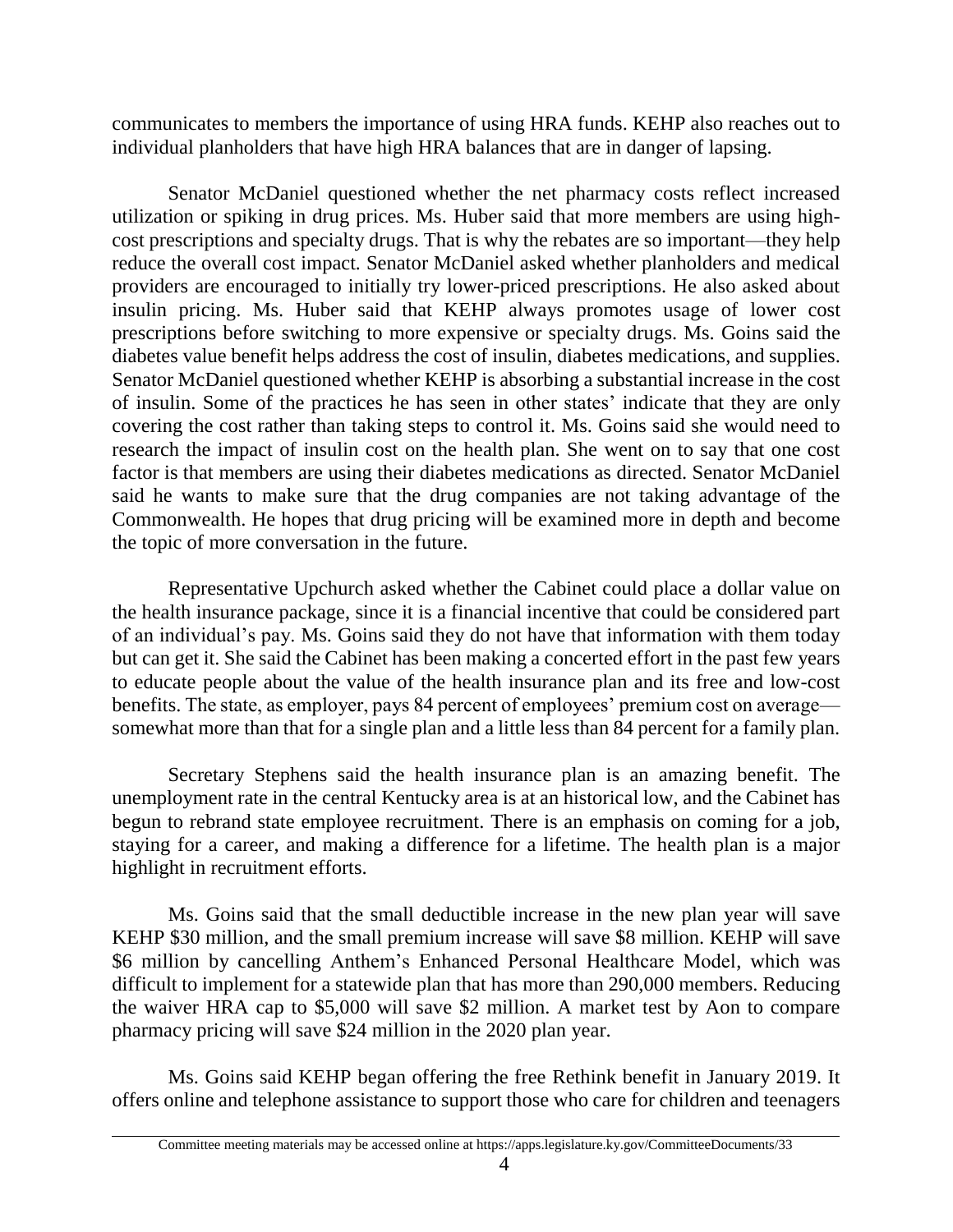communicates to members the importance of using HRA funds. KEHP also reaches out to individual planholders that have high HRA balances that are in danger of lapsing.

Senator McDaniel questioned whether the net pharmacy costs reflect increased utilization or spiking in drug prices. Ms. Huber said that more members are using high-cost prescriptions and specialty drugs. That is why the rebates are so important—they help reduce the overall cost impact. Senator McDaniel asked whether planholders and medical providers are encouraged to initially try lower-priced prescriptions. He also asked about insulin pricing. Ms. Huber said that KEHP always promotes usage of lower cost prescriptions before switching to more expensive or specialty drugs. Ms. Goins said the diabetes value benefit helps address the cost of insulin, diabetes medications, and supplies. Senator McDaniel questioned whether KEHP is absorbing a substantial increase in the cost of insulin. Some of the practices he has seen in other states' indicate that they are only covering the cost rather than taking steps to control it. Ms. Goins said she would need to research the impact of insulin cost on the health plan. She went on to say that one cost factor is that members are using their diabetes medications as directed. Senator McDaniel said he wants to make sure that the drug companies are not taking advantage of the Commonwealth. He hopes that drug pricing will be examined more in depth and become the topic of more conversation in the future.

Representative Upchurch asked whether the Cabinet could place a dollar value on the health insurance package, since it is a financial incentive that could be considered part of an individual's pay. Ms. Goins said they do not have that information with them today but can get it. She said the Cabinet has been making a concerted effort in the past few years to educate people about the value of the health insurance plan and its free and low-cost benefits. The state, as employer, pays 84 percent of employees' premium cost on average—somewhat more than that for a single plan and a little less than 84 percent for a family plan.

Secretary Stephens said the health insurance plan is an amazing benefit. The unemployment rate in the central Kentucky area is at an historical low, and the Cabinet has begun to rebrand state employee recruitment. There is an emphasis on coming for a job, staying for a career, and making a difference for a lifetime. The health plan is a major highlight in recruitment efforts.

Ms. Goins said that the small deductible increase in the new plan year will save KEHP \$30 million, and the small premium increase will save \$8 million. KEHP will save \$6 million by cancelling Anthem's Enhanced Personal Healthcare Model, which was difficult to implement for a statewide plan that has more than 290,000 members. Reducing the waiver HRA cap to \$5,000 will save \$2 million. A market test by Aon to compare pharmacy pricing will save \$24 million in the 2020 plan year.

Ms. Goins said KEHP began offering the free Rethink benefit in January 2019. It offers online and telephone assistance to support those who care for children and teenagers

Committee meeting materials may be accessed online at https://apps.legislature.ky.gov/CommitteeDocuments/33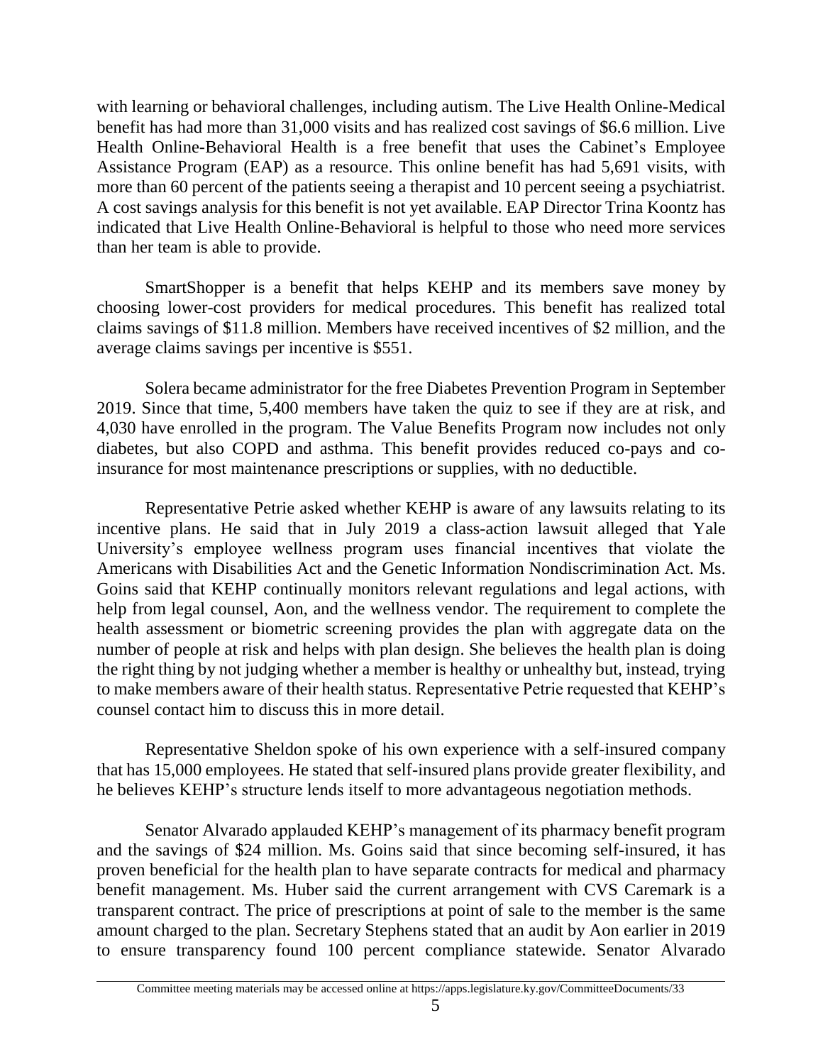with learning or behavioral challenges, including autism. The Live Health Online-Medical benefit has had more than 31,000 visits and has realized cost savings of $6.6 million. Live Health Online-Behavioral Health is a free benefit that uses the Cabinet's Employee Assistance Program (EAP) as a resource. This online benefit has had 5,691 visits, with more than 60 percent of the patients seeing a therapist and 10 percent seeing a psychiatrist. A cost savings analysis for this benefit is not yet available. EAP Director Trina Koontz has indicated that Live Health Online-Behavioral is helpful to those who need more services than her team is able to provide.

SmartShopper is a benefit that helps KEHP and its members save money by choosing lower-cost providers for medical procedures. This benefit has realized total claims savings of $11.8 million. Members have received incentives of $2 million, and the average claims savings per incentive is $551.

Solera became administrator for the free Diabetes Prevention Program in September 2019. Since that time, 5,400 members have taken the quiz to see if they are at risk, and 4,030 have enrolled in the program. The Value Benefits Program now includes not only diabetes, but also COPD and asthma. This benefit provides reduced co-pays and co-insurance for most maintenance prescriptions or supplies, with no deductible.

Representative Petrie asked whether KEHP is aware of any lawsuits relating to its incentive plans. He said that in July 2019 a class-action lawsuit alleged that Yale University's employee wellness program uses financial incentives that violate the Americans with Disabilities Act and the Genetic Information Nondiscrimination Act. Ms. Goins said that KEHP continually monitors relevant regulations and legal actions, with help from legal counsel, Aon, and the wellness vendor. The requirement to complete the health assessment or biometric screening provides the plan with aggregate data on the number of people at risk and helps with plan design. She believes the health plan is doing the right thing by not judging whether a member is healthy or unhealthy but, instead, trying to make members aware of their health status. Representative Petrie requested that KEHP's counsel contact him to discuss this in more detail.

Representative Sheldon spoke of his own experience with a self-insured company that has 15,000 employees. He stated that self-insured plans provide greater flexibility, and he believes KEHP's structure lends itself to more advantageous negotiation methods.

Senator Alvarado applauded KEHP's management of its pharmacy benefit program and the savings of $24 million. Ms. Goins said that since becoming self-insured, it has proven beneficial for the health plan to have separate contracts for medical and pharmacy benefit management. Ms. Huber said the current arrangement with CVS Caremark is a transparent contract. The price of prescriptions at point of sale to the member is the same amount charged to the plan. Secretary Stephens stated that an audit by Aon earlier in 2019 to ensure transparency found 100 percent compliance statewide. Senator Alvarado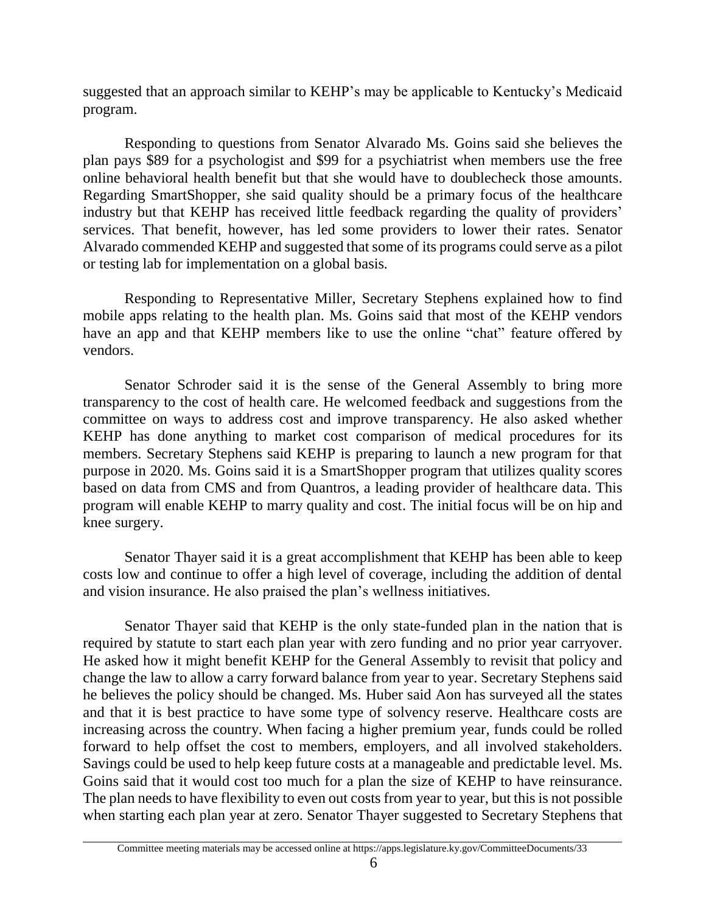suggested that an approach similar to KEHP's may be applicable to Kentucky's Medicaid program.

Responding to questions from Senator Alvarado Ms. Goins said she believes the plan pays $89 for a psychologist and $99 for a psychiatrist when members use the free online behavioral health benefit but that she would have to doublecheck those amounts. Regarding SmartShopper, she said quality should be a primary focus of the healthcare industry but that KEHP has received little feedback regarding the quality of providers' services. That benefit, however, has led some providers to lower their rates. Senator Alvarado commended KEHP and suggested that some of its programs could serve as a pilot or testing lab for implementation on a global basis.

Responding to Representative Miller, Secretary Stephens explained how to find mobile apps relating to the health plan. Ms. Goins said that most of the KEHP vendors have an app and that KEHP members like to use the online "chat" feature offered by vendors.

Senator Schroder said it is the sense of the General Assembly to bring more transparency to the cost of health care. He welcomed feedback and suggestions from the committee on ways to address cost and improve transparency. He also asked whether KEHP has done anything to market cost comparison of medical procedures for its members. Secretary Stephens said KEHP is preparing to launch a new program for that purpose in 2020. Ms. Goins said it is a SmartShopper program that utilizes quality scores based on data from CMS and from Quantros, a leading provider of healthcare data. This program will enable KEHP to marry quality and cost. The initial focus will be on hip and knee surgery.

Senator Thayer said it is a great accomplishment that KEHP has been able to keep costs low and continue to offer a high level of coverage, including the addition of dental and vision insurance. He also praised the plan's wellness initiatives.

Senator Thayer said that KEHP is the only state-funded plan in the nation that is required by statute to start each plan year with zero funding and no prior year carryover. He asked how it might benefit KEHP for the General Assembly to revisit that policy and change the law to allow a carry forward balance from year to year. Secretary Stephens said he believes the policy should be changed. Ms. Huber said Aon has surveyed all the states and that it is best practice to have some type of solvency reserve. Healthcare costs are increasing across the country. When facing a higher premium year, funds could be rolled forward to help offset the cost to members, employers, and all involved stakeholders. Savings could be used to help keep future costs at a manageable and predictable level. Ms. Goins said that it would cost too much for a plan the size of KEHP to have reinsurance. The plan needs to have flexibility to even out costs from year to year, but this is not possible when starting each plan year at zero. Senator Thayer suggested to Secretary Stephens that

Committee meeting materials may be accessed online at https://apps.legislature.ky.gov/CommitteeDocuments/33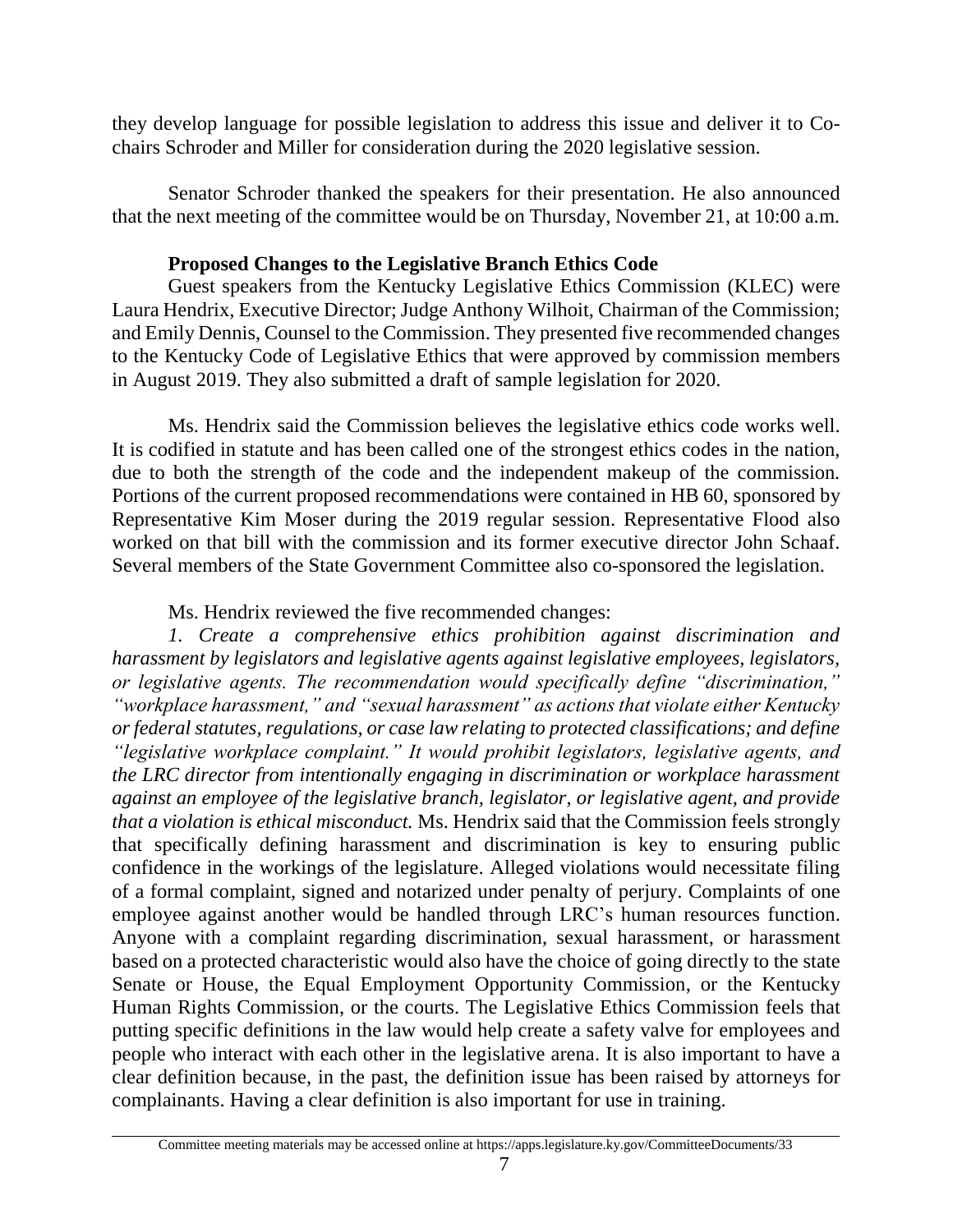they develop language for possible legislation to address this issue and deliver it to Co-chairs Schroder and Miller for consideration during the 2020 legislative session.

Senator Schroder thanked the speakers for their presentation. He also announced that the next meeting of the committee would be on Thursday, November 21, at 10:00 a.m.

**Proposed Changes to the Legislative Branch Ethics Code**

Guest speakers from the Kentucky Legislative Ethics Commission (KLEC) were Laura Hendrix, Executive Director; Judge Anthony Wilhoit, Chairman of the Commission; and Emily Dennis, Counsel to the Commission. They presented five recommended changes to the Kentucky Code of Legislative Ethics that were approved by commission members in August 2019. They also submitted a draft of sample legislation for 2020.

Ms. Hendrix said the Commission believes the legislative ethics code works well. It is codified in statute and has been called one of the strongest ethics codes in the nation, due to both the strength of the code and the independent makeup of the commission. Portions of the current proposed recommendations were contained in HB 60, sponsored by Representative Kim Moser during the 2019 regular session. Representative Flood also worked on that bill with the commission and its former executive director John Schaaf. Several members of the State Government Committee also co-sponsored the legislation.

Ms. Hendrix reviewed the five recommended changes:

*1. Create a comprehensive ethics prohibition against discrimination and harassment by legislators and legislative agents against legislative employees, legislators, or legislative agents. The recommendation would specifically define "discrimination," "workplace harassment," and "sexual harassment" as actions that violate either Kentucky or federal statutes, regulations, or case law relating to protected classifications; and define "legislative workplace complaint." It would prohibit legislators, legislative agents, and the LRC director from intentionally engaging in discrimination or workplace harassment against an employee of the legislative branch, legislator, or legislative agent, and provide that a violation is ethical misconduct.* Ms. Hendrix said that the Commission feels strongly that specifically defining harassment and discrimination is key to ensuring public confidence in the workings of the legislature. Alleged violations would necessitate filing of a formal complaint, signed and notarized under penalty of perjury. Complaints of one employee against another would be handled through LRC's human resources function. Anyone with a complaint regarding discrimination, sexual harassment, or harassment based on a protected characteristic would also have the choice of going directly to the state Senate or House, the Equal Employment Opportunity Commission, or the Kentucky Human Rights Commission, or the courts. The Legislative Ethics Commission feels that putting specific definitions in the law would help create a safety valve for employees and people who interact with each other in the legislative arena. It is also important to have a clear definition because, in the past, the definition issue has been raised by attorneys for complainants. Having a clear definition is also important for use in training.

Committee meeting materials may be accessed online at https://apps.legislature.ky.gov/CommitteeDocuments/33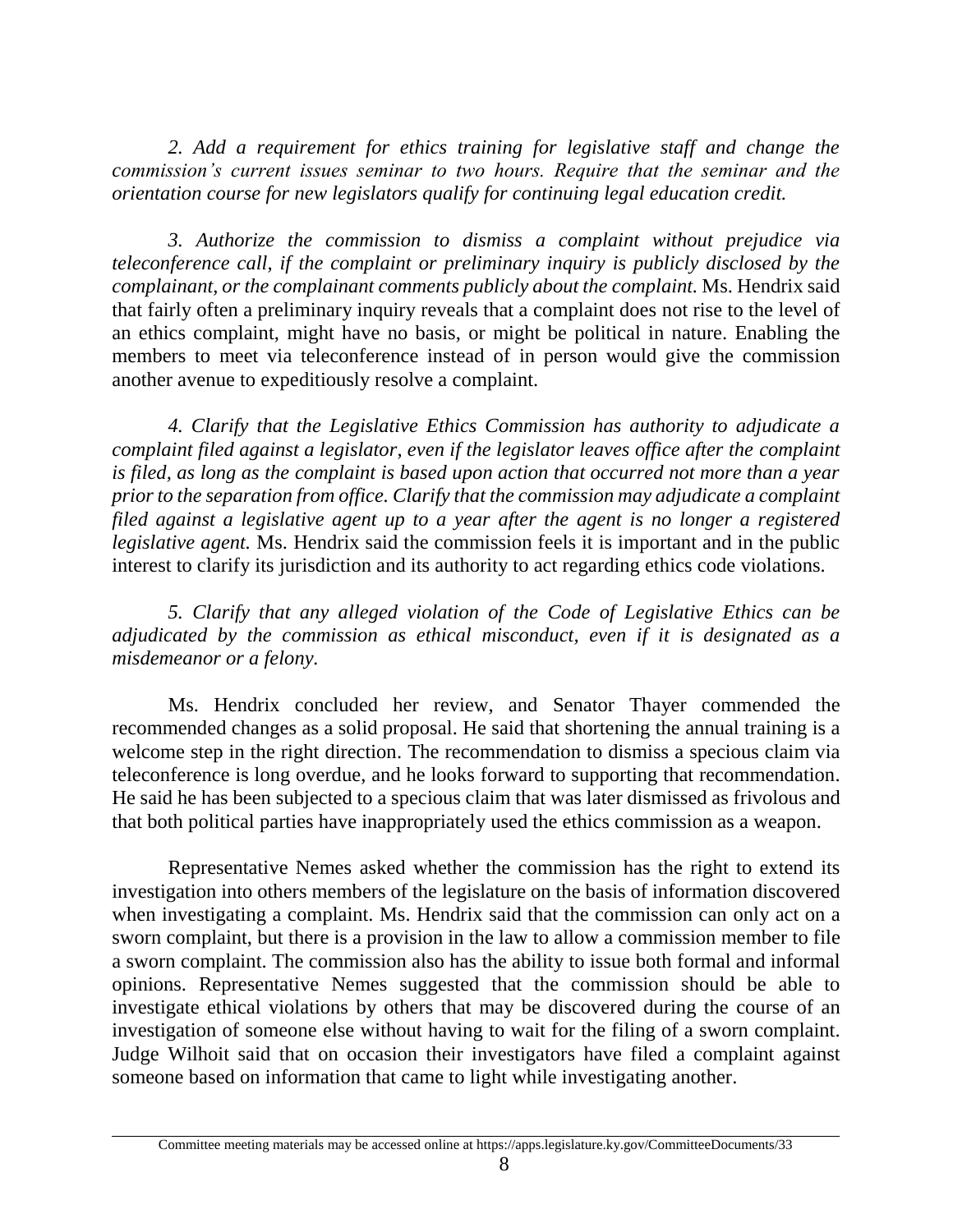*2. Add a requirement for ethics training for legislative staff and change the commission's current issues seminar to two hours. Require that the seminar and the orientation course for new legislators qualify for continuing legal education credit.*

*3. Authorize the commission to dismiss a complaint without prejudice via teleconference call, if the complaint or preliminary inquiry is publicly disclosed by the complainant, or the complainant comments publicly about the complaint.* Ms. Hendrix said that fairly often a preliminary inquiry reveals that a complaint does not rise to the level of an ethics complaint, might have no basis, or might be political in nature. Enabling the members to meet via teleconference instead of in person would give the commission another avenue to expeditiously resolve a complaint.

*4. Clarify that the Legislative Ethics Commission has authority to adjudicate a complaint filed against a legislator, even if the legislator leaves office after the complaint is filed, as long as the complaint is based upon action that occurred not more than a year prior to the separation from office. Clarify that the commission may adjudicate a complaint filed against a legislative agent up to a year after the agent is no longer a registered legislative agent.* Ms. Hendrix said the commission feels it is important and in the public interest to clarify its jurisdiction and its authority to act regarding ethics code violations.

*5. Clarify that any alleged violation of the Code of Legislative Ethics can be adjudicated by the commission as ethical misconduct, even if it is designated as a misdemeanor or a felony.*

Ms. Hendrix concluded her review, and Senator Thayer commended the recommended changes as a solid proposal. He said that shortening the annual training is a welcome step in the right direction. The recommendation to dismiss a specious claim via teleconference is long overdue, and he looks forward to supporting that recommendation. He said he has been subjected to a specious claim that was later dismissed as frivolous and that both political parties have inappropriately used the ethics commission as a weapon.

Representative Nemes asked whether the commission has the right to extend its investigation into others members of the legislature on the basis of information discovered when investigating a complaint. Ms. Hendrix said that the commission can only act on a sworn complaint, but there is a provision in the law to allow a commission member to file a sworn complaint. The commission also has the ability to issue both formal and informal opinions. Representative Nemes suggested that the commission should be able to investigate ethical violations by others that may be discovered during the course of an investigation of someone else without having to wait for the filing of a sworn complaint. Judge Wilhoit said that on occasion their investigators have filed a complaint against someone based on information that came to light while investigating another.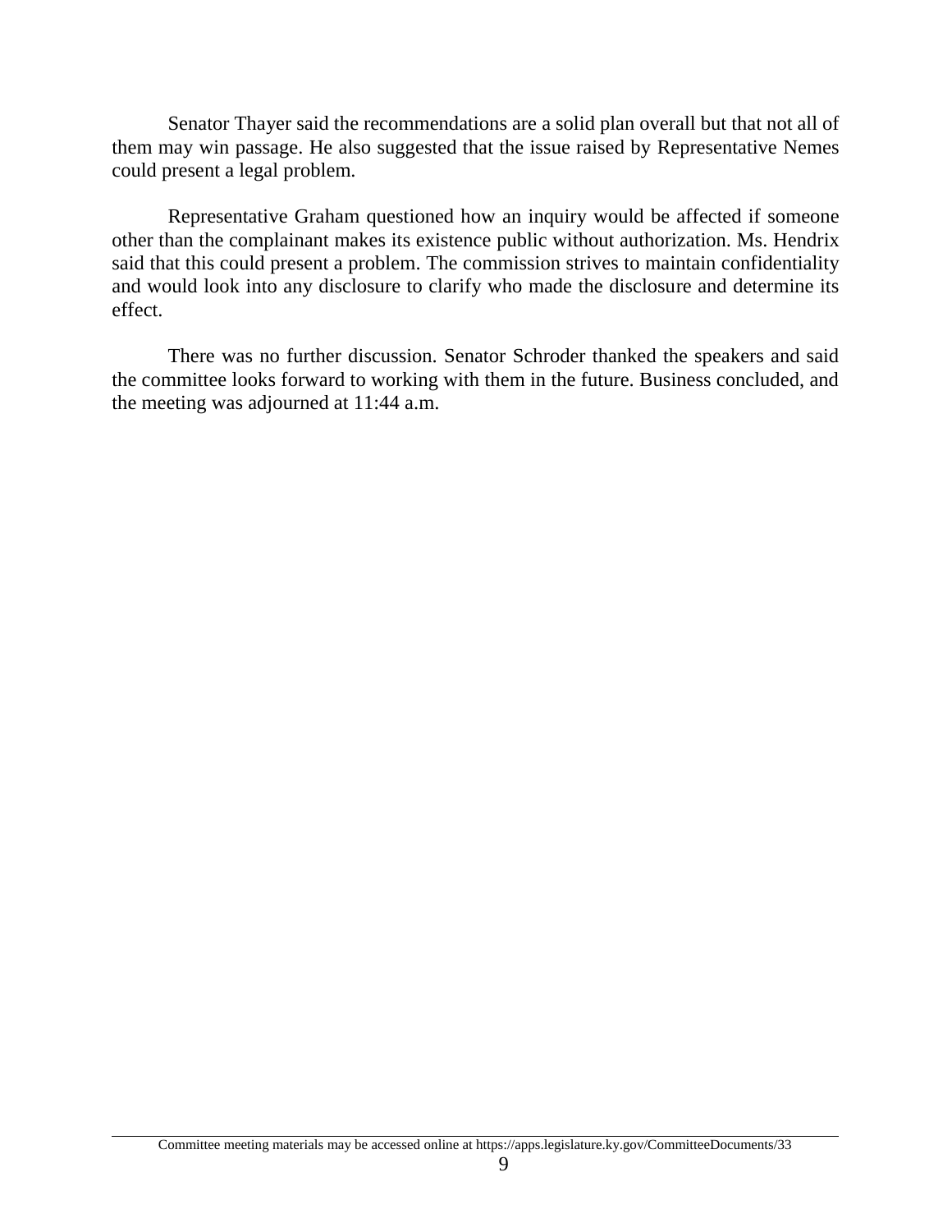Senator Thayer said the recommendations are a solid plan overall but that not all of them may win passage. He also suggested that the issue raised by Representative Nemes could present a legal problem.

Representative Graham questioned how an inquiry would be affected if someone other than the complainant makes its existence public without authorization. Ms. Hendrix said that this could present a problem. The commission strives to maintain confidentiality and would look into any disclosure to clarify who made the disclosure and determine its effect.

There was no further discussion. Senator Schroder thanked the speakers and said the committee looks forward to working with them in the future. Business concluded, and the meeting was adjourned at 11:44 a.m.

Committee meeting materials may be accessed online at https://apps.legislature.ky.gov/CommitteeDocuments/33